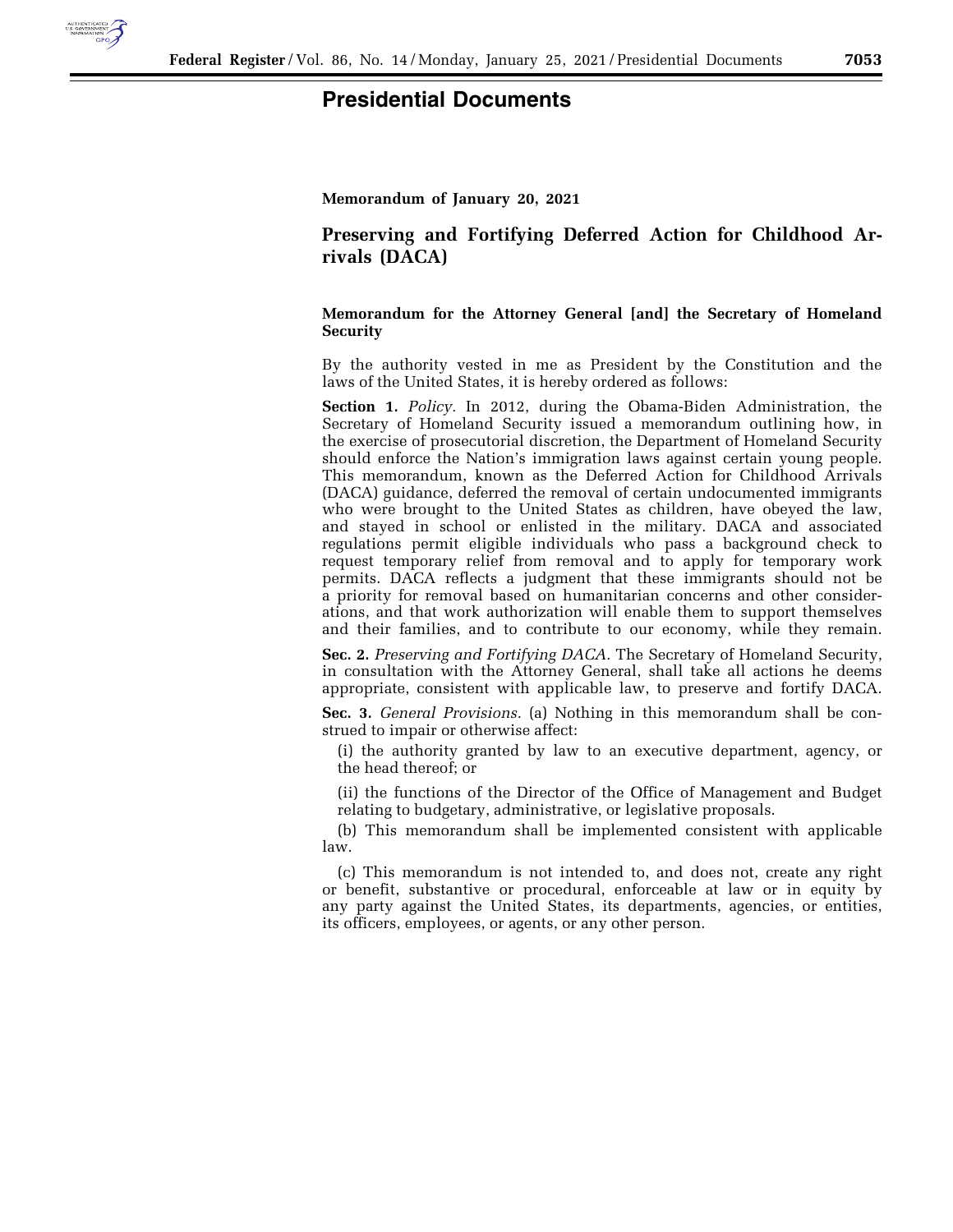# Presidential Documents

**Memorandum of January 20, 2021**

## Preserving and Fortifying Deferred Action for Childhood Arrivals (DACA)

**Memorandum for the Attorney General [and] the Secretary of Homeland Security**

By the authority vested in me as President by the Constitution and the laws of the United States, it is hereby ordered as follows:

**Section 1.** *Policy.* In 2012, during the Obama-Biden Administration, the Secretary of Homeland Security issued a memorandum outlining how, in the exercise of prosecutorial discretion, the Department of Homeland Security should enforce the Nation's immigration laws against certain young people. This memorandum, known as the Deferred Action for Childhood Arrivals (DACA) guidance, deferred the removal of certain undocumented immigrants who were brought to the United States as children, have obeyed the law, and stayed in school or enlisted in the military. DACA and associated regulations permit eligible individuals who pass a background check to request temporary relief from removal and to apply for temporary work permits. DACA reflects a judgment that these immigrants should not be a priority for removal based on humanitarian concerns and other considerations, and that work authorization will enable them to support themselves and their families, and to contribute to our economy, while they remain.

**Sec. 2.** *Preserving and Fortifying DACA.* The Secretary of Homeland Security, in consultation with the Attorney General, shall take all actions he deems appropriate, consistent with applicable law, to preserve and fortify DACA.

**Sec. 3.** *General Provisions.* (a) Nothing in this memorandum shall be construed to impair or otherwise affect:

(i) the authority granted by law to an executive department, agency, or the head thereof; or

(ii) the functions of the Director of the Office of Management and Budget relating to budgetary, administrative, or legislative proposals.

(b) This memorandum shall be implemented consistent with applicable law.

(c) This memorandum is not intended to, and does not, create any right or benefit, substantive or procedural, enforceable at law or in equity by any party against the United States, its departments, agencies, or entities, its officers, employees, or agents, or any other person.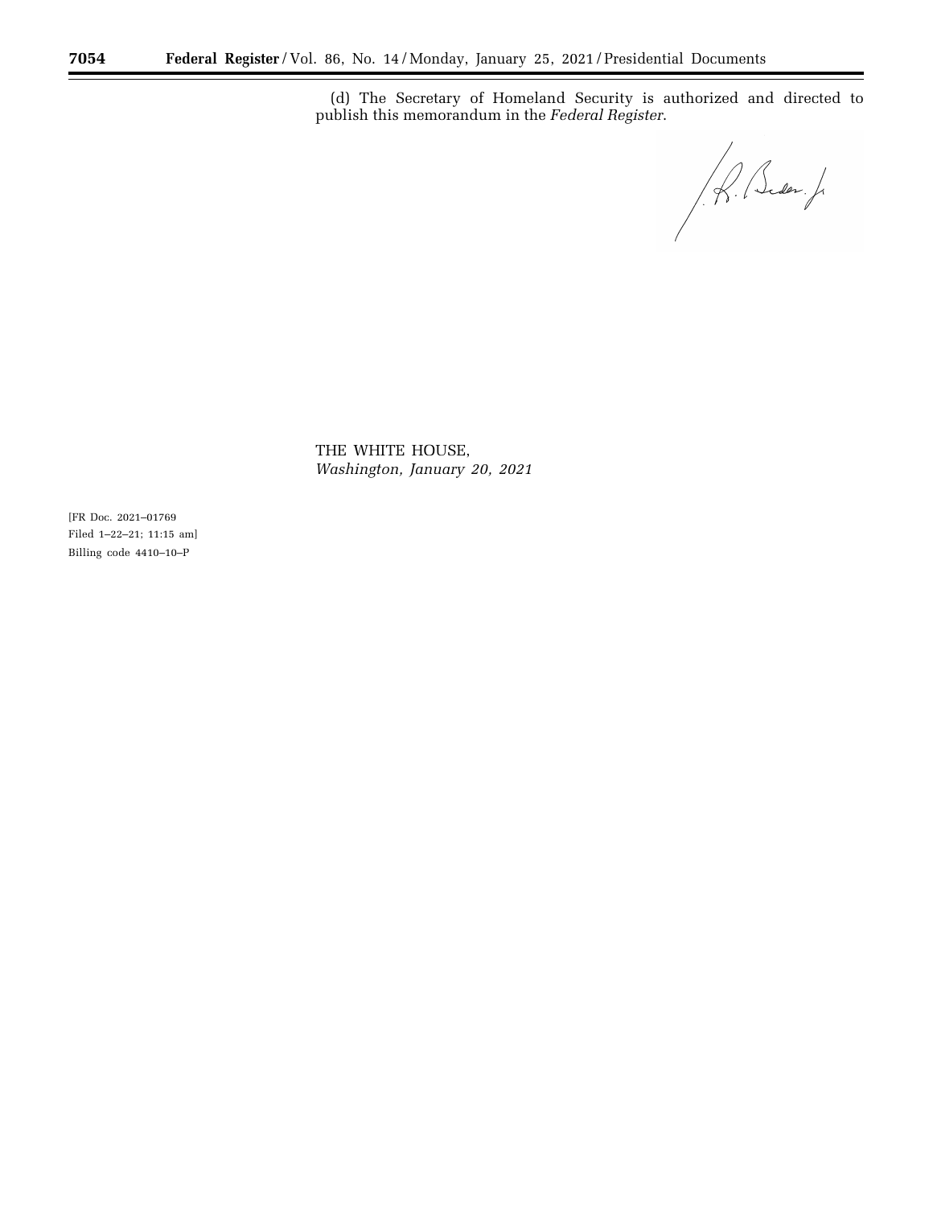(d) The Secretary of Homeland Security is authorized and directed to publish this memorandum in the *Federal Register*.

THE WHITE HOUSE,
*Washington, January 20, 2021*

[FR Doc. 2021–01769
Filed 1–22–21; 11:15 am]
Billing code 4410–10–P